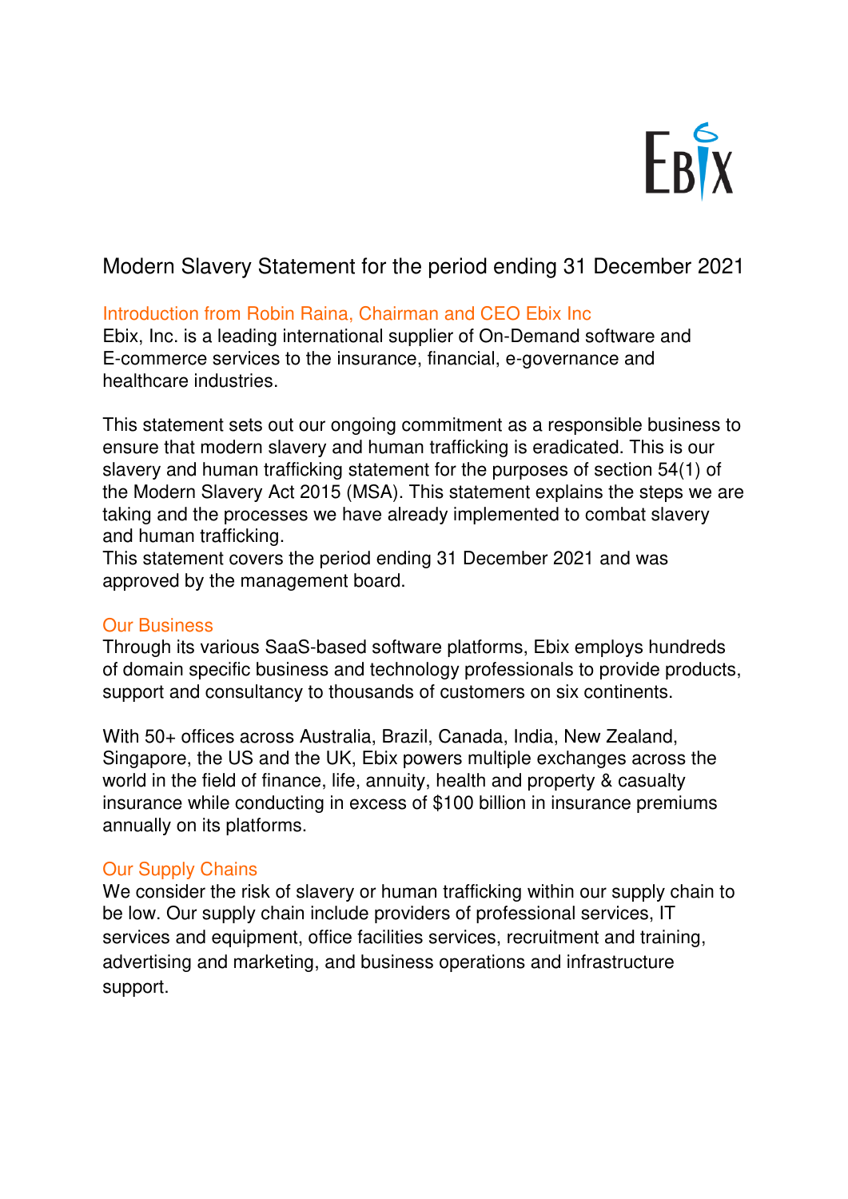# Modern Slavery Statement for the period ending 31 December 2021

## Introduction from Robin Raina, Chairman and CEO Ebix Inc

Ebix, Inc. is a leading international supplier of On-Demand software and E-commerce services to the insurance, financial, e-governance and healthcare industries.

This statement sets out our ongoing commitment as a responsible business to ensure that modern slavery and human trafficking is eradicated. This is our slavery and human trafficking statement for the purposes of section 54(1) of the Modern Slavery Act 2015 (MSA). This statement explains the steps we are taking and the processes we have already implemented to combat slavery and human trafficking.

This statement covers the period ending 31 December 2021 and was approved by the management board.

## Our Business

Through its various SaaS-based software platforms, Ebix employs hundreds of domain specific business and technology professionals to provide products, support and consultancy to thousands of customers on six continents.

With 50+ offices across Australia, Brazil, Canada, India, New Zealand, Singapore, the US and the UK, Ebix powers multiple exchanges across the world in the field of finance, life, annuity, health and property & casualty insurance while conducting in excess of $100 billion in insurance premiums annually on its platforms.

## Our Supply Chains

We consider the risk of slavery or human trafficking within our supply chain to be low. Our supply chain include providers of professional services, IT services and equipment, office facilities services, recruitment and training, advertising and marketing, and business operations and infrastructure support.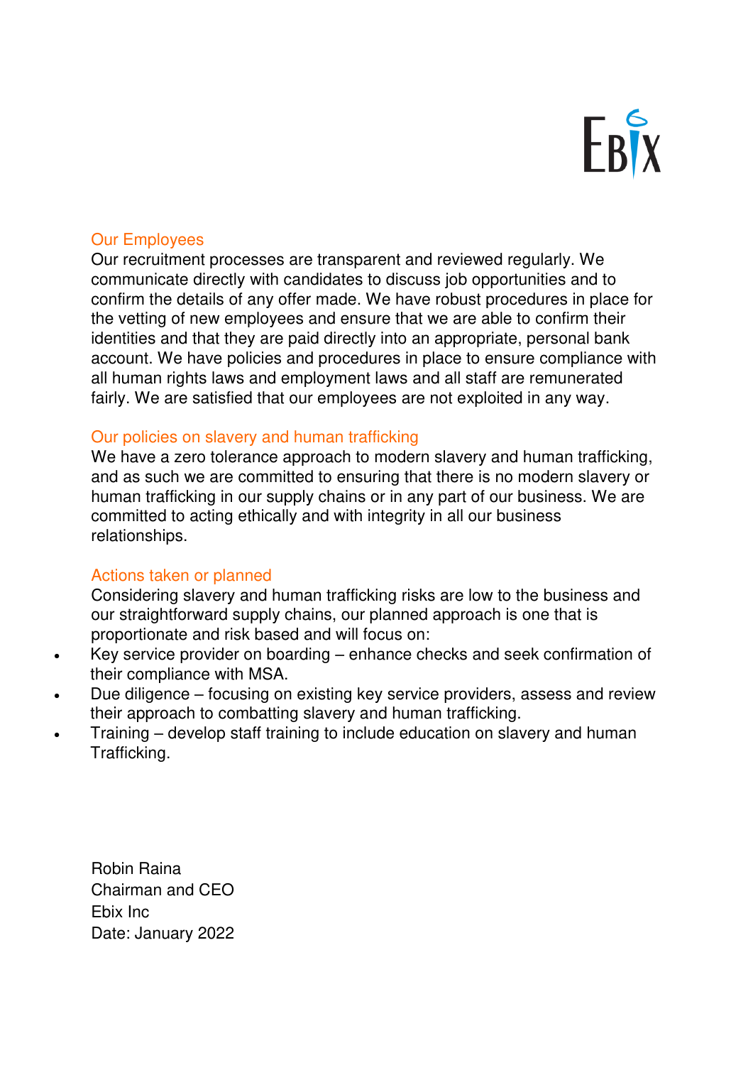## Our Employees

Our recruitment processes are transparent and reviewed regularly. We communicate directly with candidates to discuss job opportunities and to confirm the details of any offer made. We have robust procedures in place for the vetting of new employees and ensure that we are able to confirm their identities and that they are paid directly into an appropriate, personal bank account. We have policies and procedures in place to ensure compliance with all human rights laws and employment laws and all staff are remunerated fairly. We are satisfied that our employees are not exploited in any way.

## Our policies on slavery and human trafficking

We have a zero tolerance approach to modern slavery and human trafficking, and as such we are committed to ensuring that there is no modern slavery or human trafficking in our supply chains or in any part of our business. We are committed to acting ethically and with integrity in all our business relationships.

## Actions taken or planned

Considering slavery and human trafficking risks are low to the business and our straightforward supply chains, our planned approach is one that is proportionate and risk based and will focus on:

- Key service provider on boarding – enhance checks and seek confirmation of their compliance with MSA.
- Due diligence – focusing on existing key service providers, assess and review their approach to combatting slavery and human trafficking.
- Training – develop staff training to include education on slavery and human Trafficking.

Robin Raina
Chairman and CEO
Ebix Inc
Date: January 2022